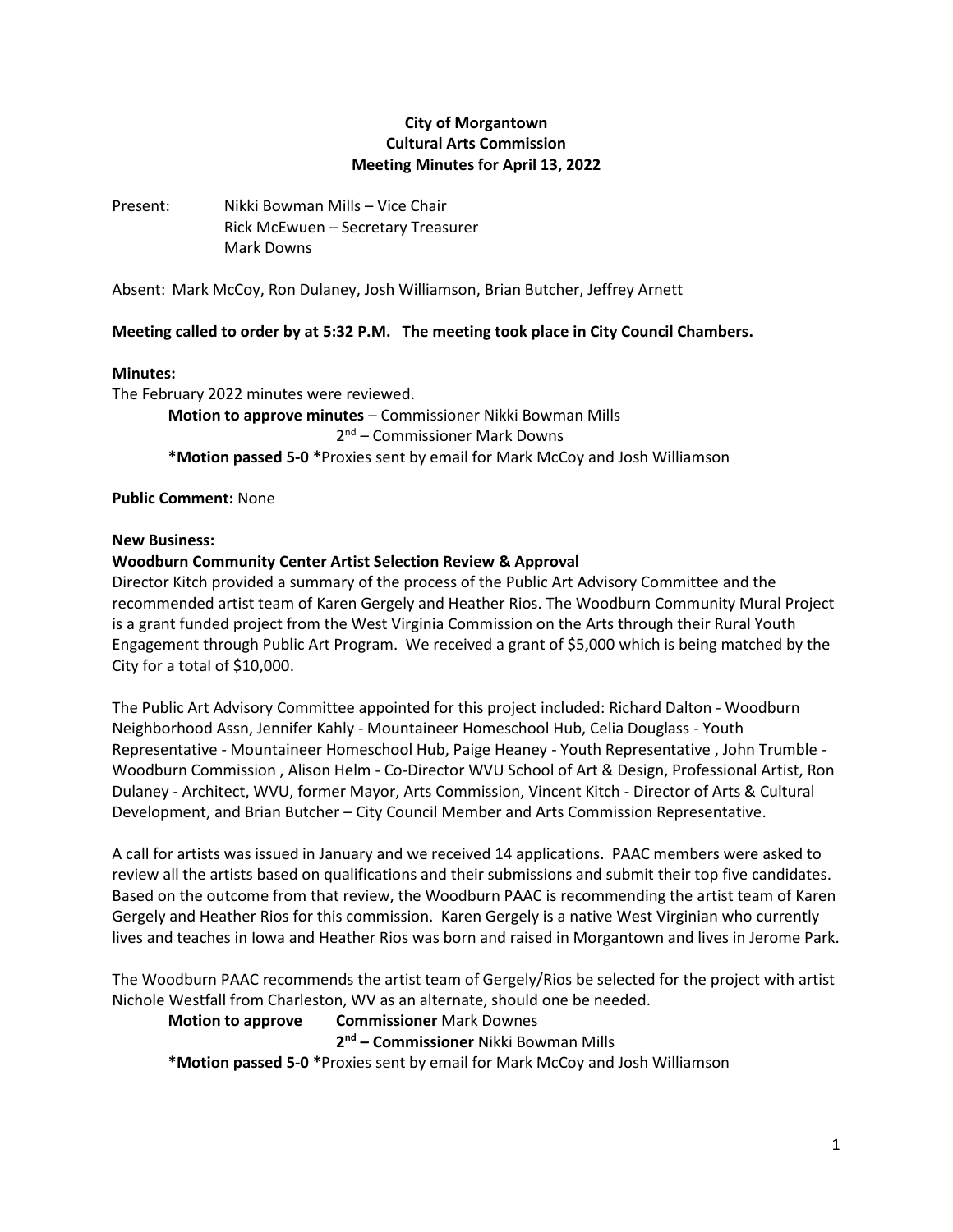**City of Morgantown**
**Cultural Arts Commission**
**Meeting Minutes for April 13, 2022**

Present: Nikki Bowman Mills – Vice Chair
Rick McEwuen – Secretary Treasurer
Mark Downs

Absent: Mark McCoy, Ron Dulaney, Josh Williamson, Brian Butcher, Jeffrey Arnett

**Meeting called to order by at 5:32 P.M. The meeting took place in City Council Chambers.**

**Minutes:**

The February 2022 minutes were reviewed.

**Motion to approve minutes** – Commissioner Nikki Bowman Mills
2nd – Commissioner Mark Downs
**\*Motion passed 5-0 \***Proxies sent by email for Mark McCoy and Josh Williamson

**Public Comment:** None

**New Business:**

**Woodburn Community Center Artist Selection Review & Approval**

Director Kitch provided a summary of the process of the Public Art Advisory Committee and the recommended artist team of Karen Gergely and Heather Rios. The Woodburn Community Mural Project is a grant funded project from the West Virginia Commission on the Arts through their Rural Youth Engagement through Public Art Program. We received a grant of $5,000 which is being matched by the City for a total of $10,000.

The Public Art Advisory Committee appointed for this project included: Richard Dalton - Woodburn Neighborhood Assn, Jennifer Kahly - Mountaineer Homeschool Hub, Celia Douglass - Youth Representative - Mountaineer Homeschool Hub, Paige Heaney - Youth Representative , John Trumble - Woodburn Commission , Alison Helm - Co-Director WVU School of Art & Design, Professional Artist, Ron Dulaney - Architect, WVU, former Mayor, Arts Commission, Vincent Kitch - Director of Arts & Cultural Development, and Brian Butcher – City Council Member and Arts Commission Representative.

A call for artists was issued in January and we received 14 applications. PAAC members were asked to review all the artists based on qualifications and their submissions and submit their top five candidates. Based on the outcome from that review, the Woodburn PAAC is recommending the artist team of Karen Gergely and Heather Rios for this commission. Karen Gergely is a native West Virginian who currently lives and teaches in Iowa and Heather Rios was born and raised in Morgantown and lives in Jerome Park.

The Woodburn PAAC recommends the artist team of Gergely/Rios be selected for the project with artist Nichole Westfall from Charleston, WV as an alternate, should one be needed.

**Motion to approve** **Commissioner** Mark Downes
**2nd – Commissioner** Nikki Bowman Mills
**\*Motion passed 5-0 \***Proxies sent by email for Mark McCoy and Josh Williamson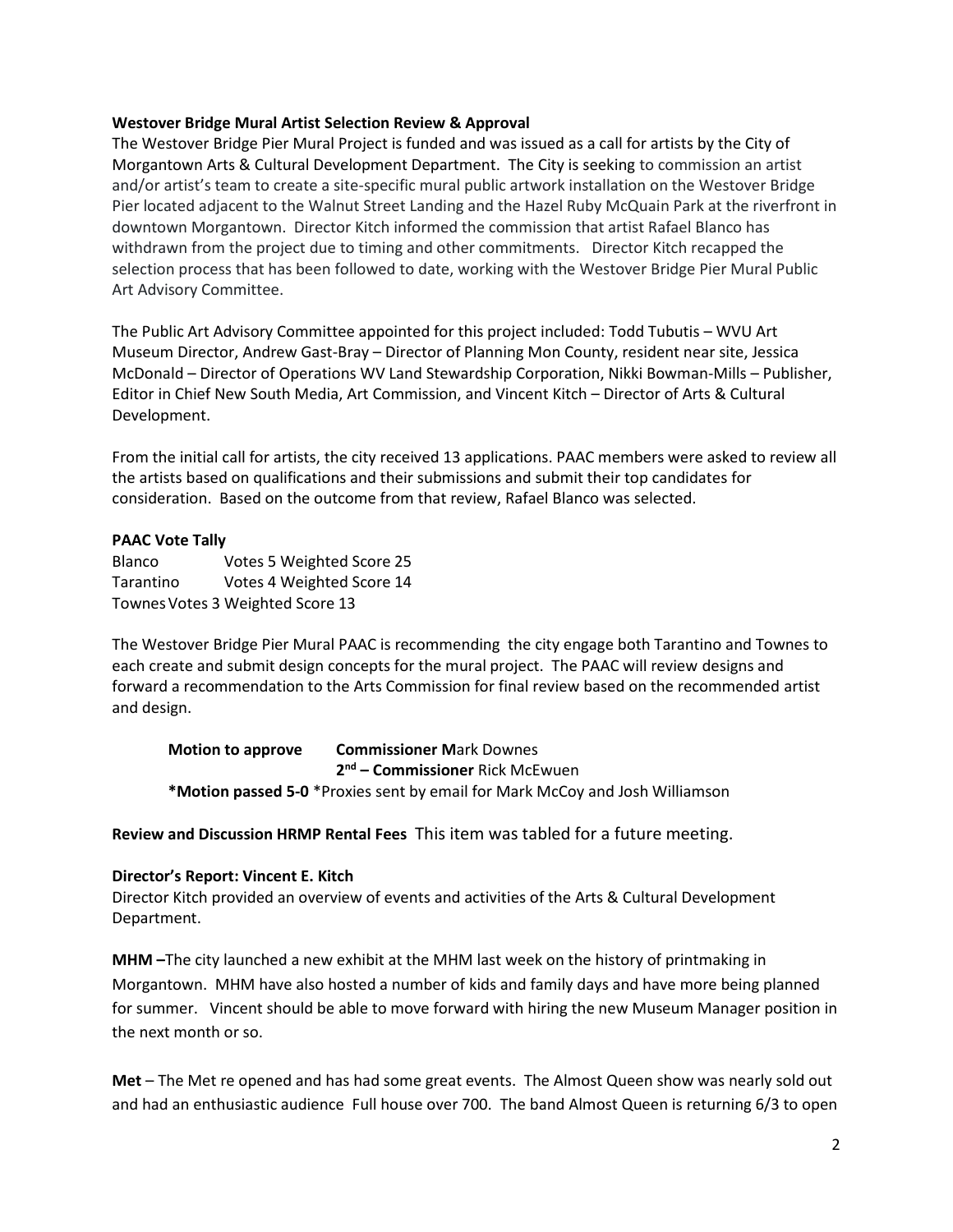**Westover Bridge Mural Artist Selection Review & Approval**

The Westover Bridge Pier Mural Project is funded and was issued as a call for artists by the City of Morgantown Arts & Cultural Development Department. The City is seeking to commission an artist and/or artist's team to create a site-specific mural public artwork installation on the Westover Bridge Pier located adjacent to the Walnut Street Landing and the Hazel Ruby McQuain Park at the riverfront in downtown Morgantown. Director Kitch informed the commission that artist Rafael Blanco has withdrawn from the project due to timing and other commitments. Director Kitch recapped the selection process that has been followed to date, working with the Westover Bridge Pier Mural Public Art Advisory Committee.

The Public Art Advisory Committee appointed for this project included: Todd Tubutis – WVU Art Museum Director, Andrew Gast-Bray – Director of Planning Mon County, resident near site, Jessica McDonald – Director of Operations WV Land Stewardship Corporation, Nikki Bowman-Mills – Publisher, Editor in Chief New South Media, Art Commission, and Vincent Kitch – Director of Arts & Cultural Development.

From the initial call for artists, the city received 13 applications. PAAC members were asked to review all the artists based on qualifications and their submissions and submit their top candidates for consideration. Based on the outcome from that review, Rafael Blanco was selected.

**PAAC Vote Tally**

Blanco Votes 5 Weighted Score 25
Tarantino Votes 4 Weighted Score 14
Townes Votes 3 Weighted Score 13

The Westover Bridge Pier Mural PAAC is recommending the city engage both Tarantino and Townes to each create and submit design concepts for the mural project. The PAAC will review designs and forward a recommendation to the Arts Commission for final review based on the recommended artist and design.

**Motion to approve** **Commissioner M**ark Downes
**2nd – Commissioner** Rick McEwuen
**\*Motion passed 5-0** \*Proxies sent by email for Mark McCoy and Josh Williamson

**Review and Discussion HRMP Rental Fees** This item was tabled for a future meeting.

**Director's Report: Vincent E. Kitch**

Director Kitch provided an overview of events and activities of the Arts & Cultural Development Department.

**MHM –** The city launched a new exhibit at the MHM last week on the history of printmaking in Morgantown. MHM have also hosted a number of kids and family days and have more being planned for summer. Vincent should be able to move forward with hiring the new Museum Manager position in the next month or so.

**Met** – The Met re opened and has had some great events. The Almost Queen show was nearly sold out and had an enthusiastic audience Full house over 700. The band Almost Queen is returning 6/3 to open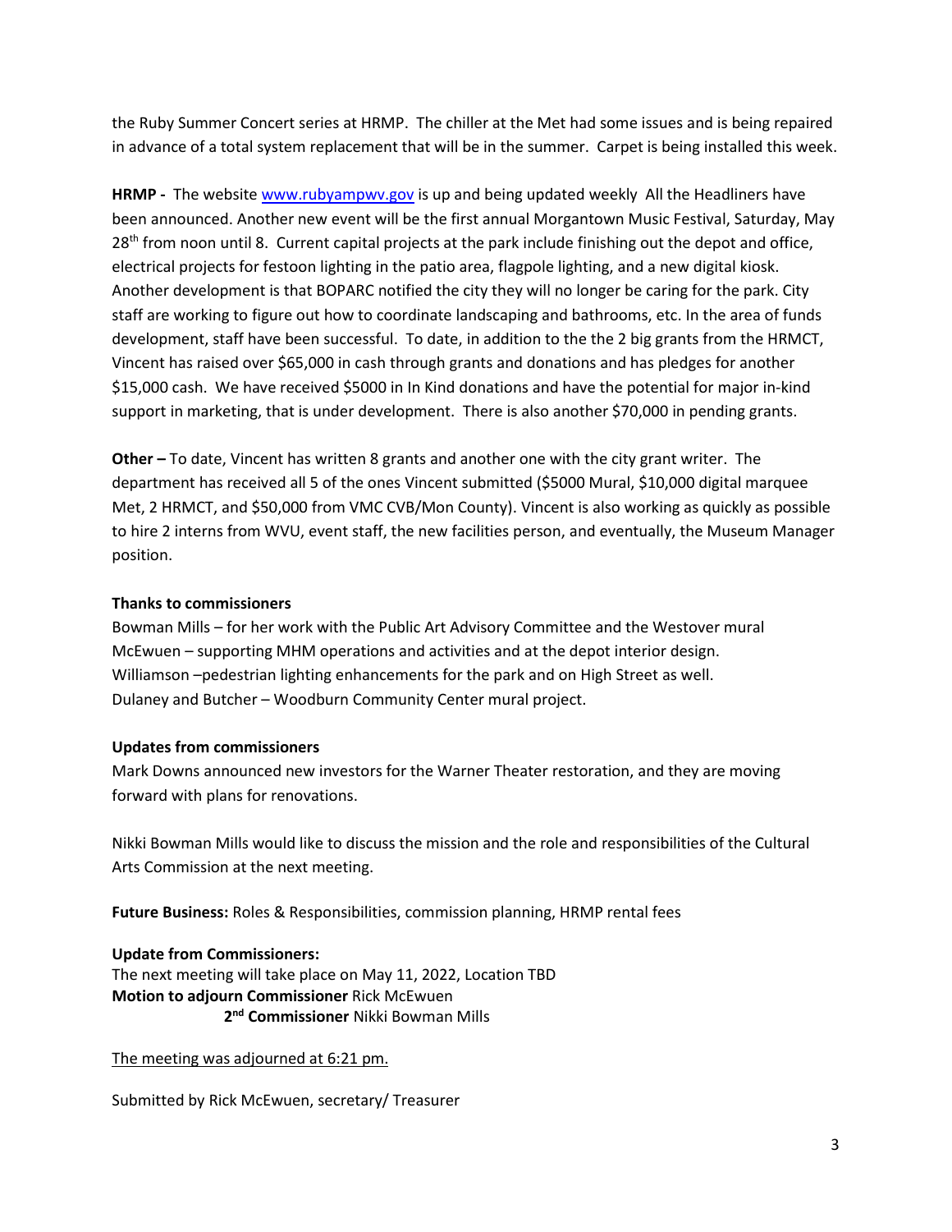the Ruby Summer Concert series at HRMP. The chiller at the Met had some issues and is being repaired in advance of a total system replacement that will be in the summer. Carpet is being installed this week.

**HRMP -** The website [www.rubyampwv.gov](www.rubyampwv.gov) is up and being updated weekly All the Headliners have been announced. Another new event will be the first annual Morgantown Music Festival, Saturday, May 28th from noon until 8. Current capital projects at the park include finishing out the depot and office, electrical projects for festoon lighting in the patio area, flagpole lighting, and a new digital kiosk. Another development is that BOPARC notified the city they will no longer be caring for the park. City staff are working to figure out how to coordinate landscaping and bathrooms, etc. In the area of funds development, staff have been successful. To date, in addition to the the 2 big grants from the HRMCT, Vincent has raised over $65,000 in cash through grants and donations and has pledges for another $15,000 cash. We have received $5000 in In Kind donations and have the potential for major in-kind support in marketing, that is under development. There is also another $70,000 in pending grants.

**Other –** To date, Vincent has written 8 grants and another one with the city grant writer. The department has received all 5 of the ones Vincent submitted ($5000 Mural, $10,000 digital marquee Met, 2 HRMCT, and $50,000 from VMC CVB/Mon County). Vincent is also working as quickly as possible to hire 2 interns from WVU, event staff, the new facilities person, and eventually, the Museum Manager position.

**Thanks to commissioners**

Bowman Mills – for her work with the Public Art Advisory Committee and the Westover mural
McEwuen – supporting MHM operations and activities and at the depot interior design.
Williamson –pedestrian lighting enhancements for the park and on High Street as well.
Dulaney and Butcher – Woodburn Community Center mural project.

**Updates from commissioners**

Mark Downs announced new investors for the Warner Theater restoration, and they are moving forward with plans for renovations.

Nikki Bowman Mills would like to discuss the mission and the role and responsibilities of the Cultural Arts Commission at the next meeting.

**Future Business:** Roles & Responsibilities, commission planning, HRMP rental fees

**Update from Commissioners:**
The next meeting will take place on May 11, 2022, Location TBD
**Motion to adjourn Commissioner** Rick McEwuen
**2nd Commissioner** Nikki Bowman Mills

The meeting was adjourned at 6:21 pm.

Submitted by Rick McEwuen, secretary/ Treasurer